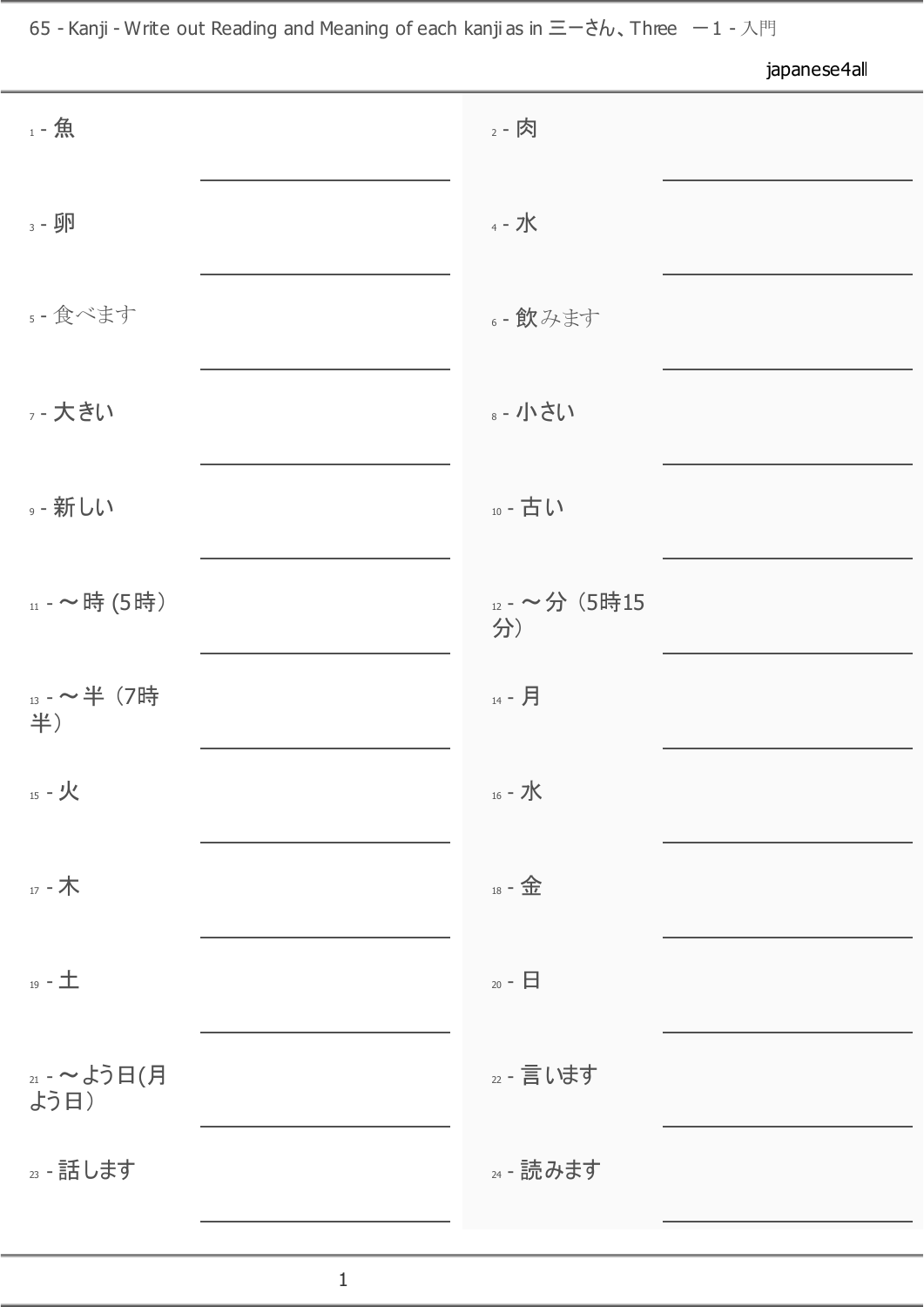# 65 - Kanji - Write out Reading and Meaning of each kanji as in 三ーさん、Three ー1 - 入門

japanese4all

1 - 魚 ____________

2 - 肉 ____________

3 - 卵 ____________

4 - 水 ____________

5 - 食べます ____________

6 - 飲みます ____________

7 - 大きい ____________

8 - 小さい ____________

9 - 新しい ____________

10 - 古い ____________

11 - ～時 (5時） ____________

12 - ～分（5時15分） ____________

13 - ～半（7時半） ____________

14 - 月 ____________

15 - 火 ____________

16 - 水 ____________

17 - 木 ____________

18 - 金 ____________

19 - 土 ____________

20 - 日 ____________

21 - ～よう日(月よう日） ____________

22 - 言います ____________

23 - 話します ____________

24 - 読みます ____________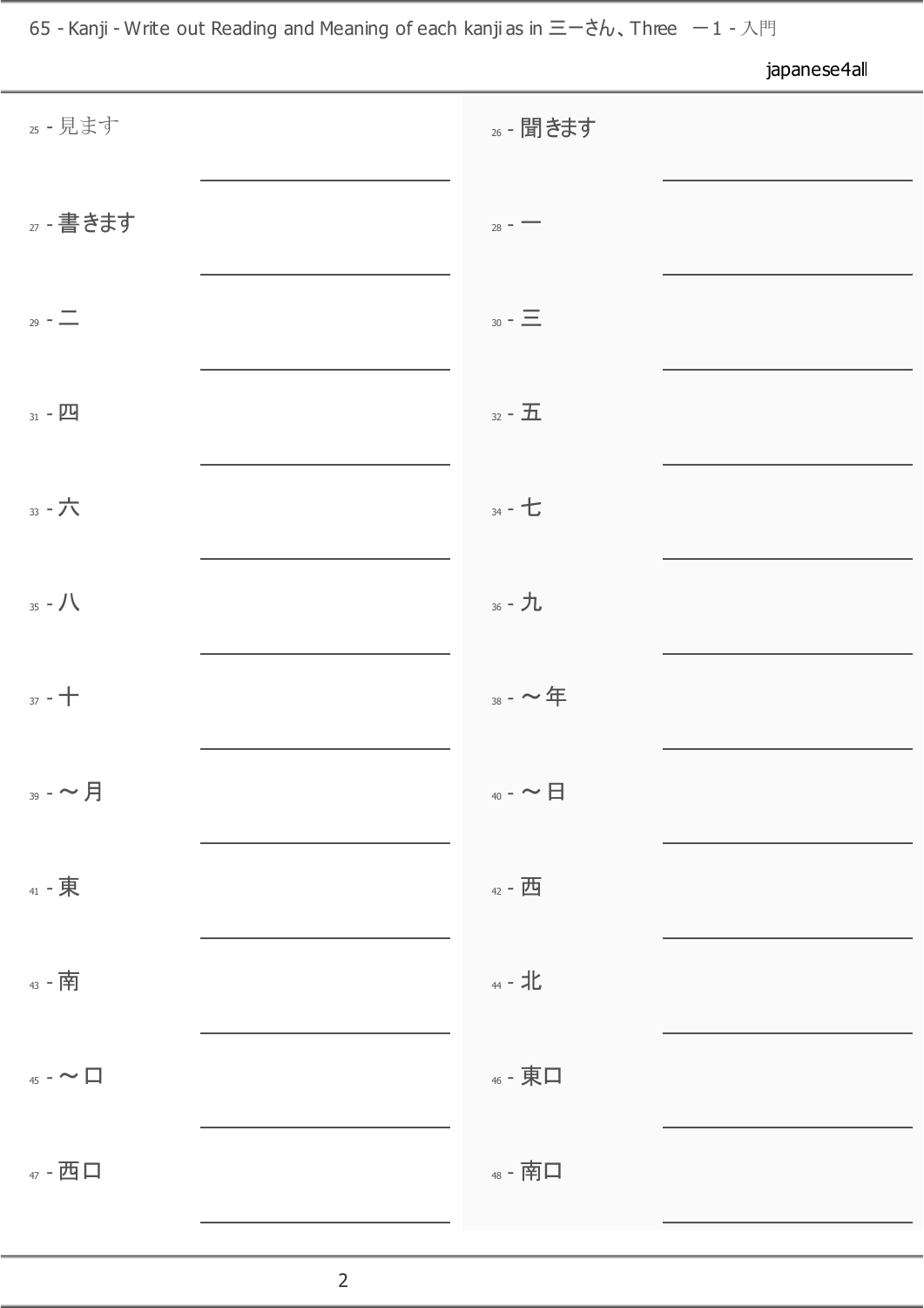25 - 見ます

26 - 聞きます

27 - 書きます

28 - 一

29 - 二

30 - 三

31 - 四

32 - 五

33 - 六

34 - 七

35 - 八

36 - 九

37 - 十

38 - ～年

39 - ～月

40 - ～日

41 - 東

42 - 西

43 - 南

44 - 北

45 - ～口

46 - 東口

47 - 西口

48 - 南口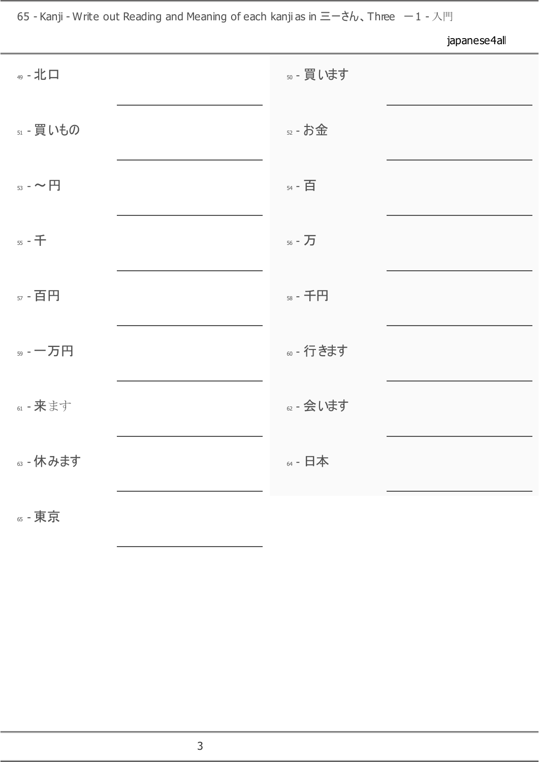49 - 北口

50 - 買います

51 - 買いもの

52 - お金

53 - 〜円

54 - 百

55 - 千

56 - 万

57 - 百円

58 - 千円

59 - 一万円

60 - 行きます

61 - 来ます

62 - 会います

63 - 休みます

64 - 日本

65 - 東京